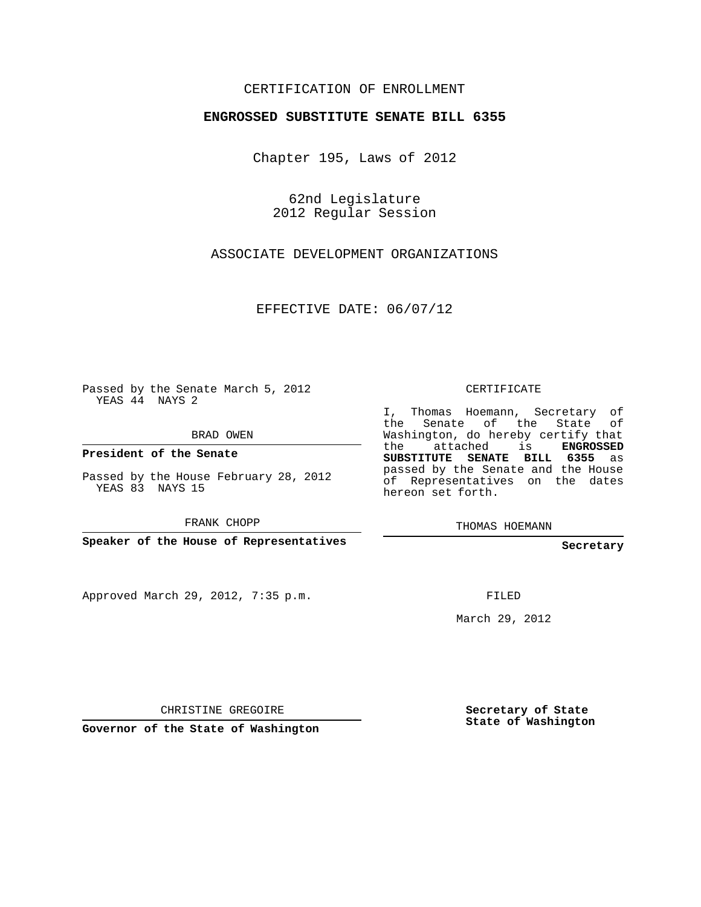CERTIFICATION OF ENROLLMENT

**ENGROSSED SUBSTITUTE SENATE BILL 6355**

Chapter 195, Laws of 2012

62nd Legislature
2012 Regular Session

ASSOCIATE DEVELOPMENT ORGANIZATIONS

EFFECTIVE DATE: 06/07/12

Passed by the Senate March 5, 2012
YEAS 44 NAYS 2

BRAD OWEN

**President of the Senate**

Passed by the House February 28, 2012
YEAS 83 NAYS 15

FRANK CHOPP

**Speaker of the House of Representatives**

CERTIFICATE

I, Thomas Hoemann, Secretary of the Senate of the State of Washington, do hereby certify that the attached is **ENGROSSED SUBSTITUTE SENATE BILL 6355** as passed by the Senate and the House of Representatives on the dates hereon set forth.

THOMAS HOEMANN

**Secretary**

Approved March 29, 2012, 7:35 p.m.

FILED

March 29, 2012

CHRISTINE GREGOIRE

**Governor of the State of Washington**

**Secretary of State**
**State of Washington**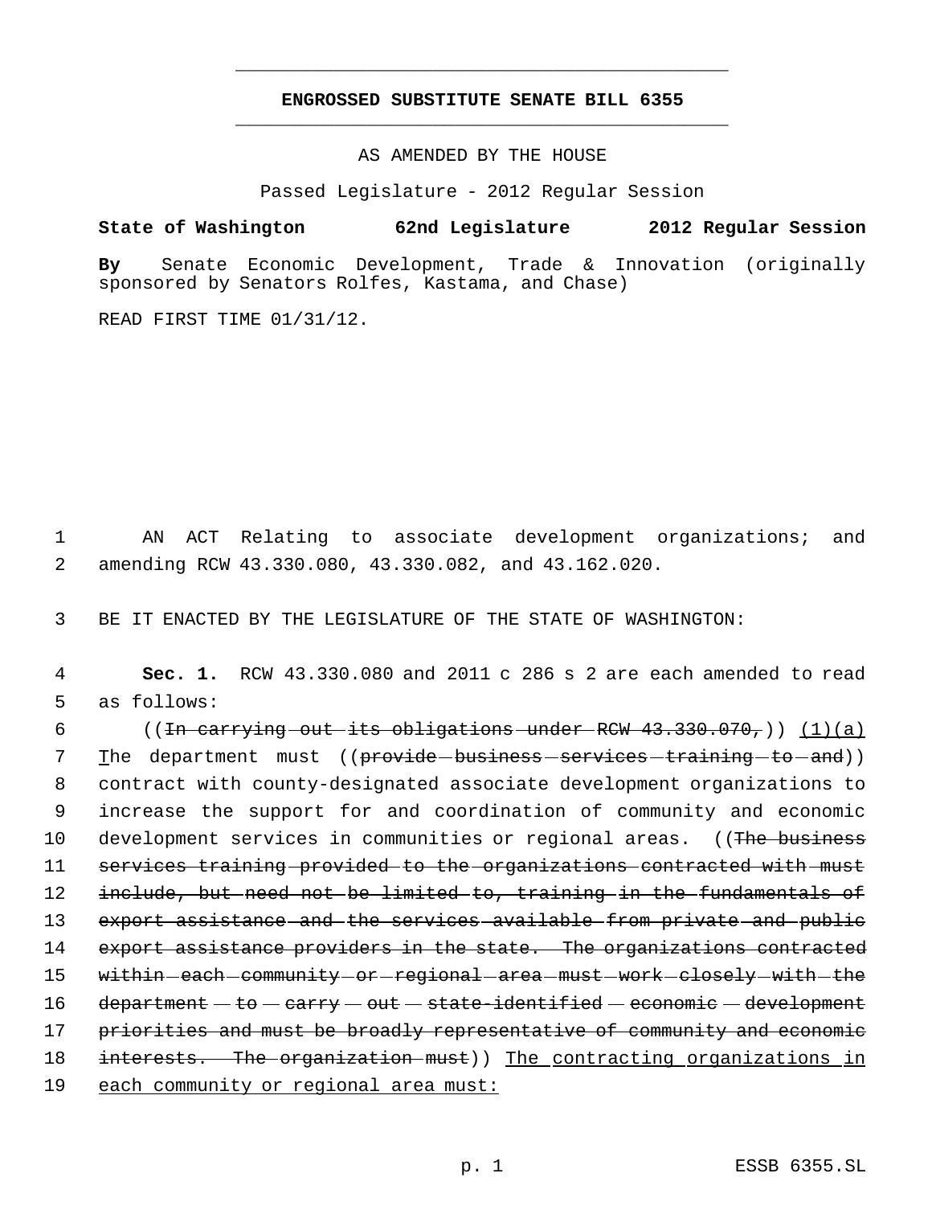# ENGROSSED SUBSTITUTE SENATE BILL 6355

AS AMENDED BY THE HOUSE

Passed Legislature - 2012 Regular Session

**State of Washington 62nd Legislature 2012 Regular Session**

**By** Senate Economic Development, Trade & Innovation (originally sponsored by Senators Rolfes, Kastama, and Chase)

READ FIRST TIME 01/31/12.

AN ACT Relating to associate development organizations; and amending RCW 43.330.080, 43.330.082, and 43.162.020.

BE IT ENACTED BY THE LEGISLATURE OF THE STATE OF WASHINGTON:

**Sec. 1.** RCW 43.330.080 and 2011 c 286 s 2 are each amended to read as follows:

((~~In carrying out its obligations under RCW 43.330.070,~~)) <u>(1)(a)</u> <u>T</u>he department must ((~~provide business services training to and~~)) contract with county-designated associate development organizations to increase the support for and coordination of community and economic development services in communities or regional areas. ((~~The business services training provided to the organizations contracted with must include, but need not be limited to, training in the fundamentals of export assistance and the services available from private and public export assistance providers in the state. The organizations contracted within each community or regional area must work closely with the department to carry out state-identified economic development priorities and must be broadly representative of community and economic interests. The organization must~~)) <u>The contracting organizations in each community or regional area must:</u>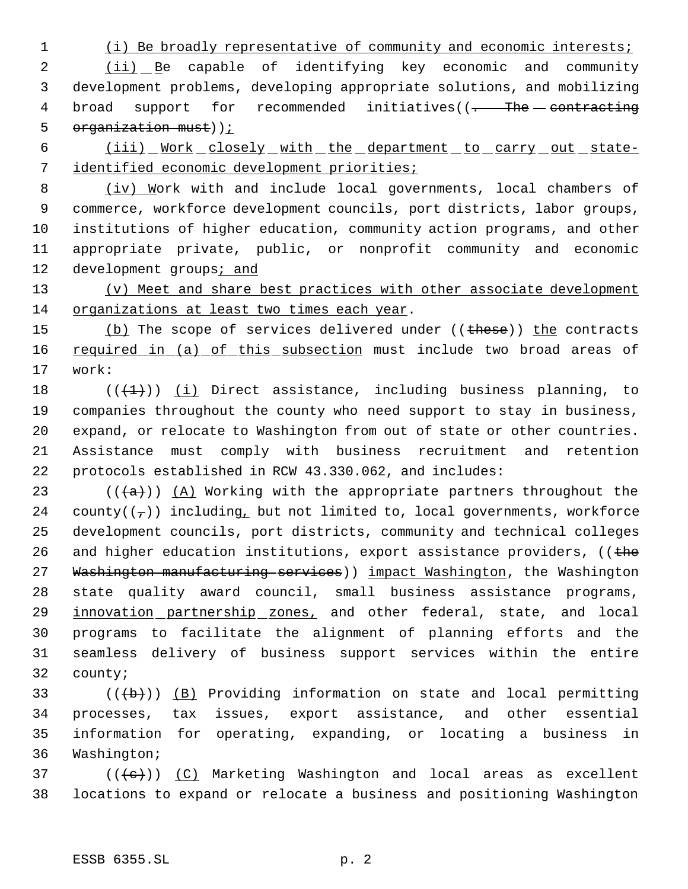(i) Be broadly representative of community and economic interests;

(ii) Be capable of identifying key economic and community development problems, developing appropriate solutions, and mobilizing broad support for recommended initiatives((. The contracting organization must));

(iii) Work closely with the department to carry out state-identified economic development priorities;

(iv) Work with and include local governments, local chambers of commerce, workforce development councils, port districts, labor groups, institutions of higher education, community action programs, and other appropriate private, public, or nonprofit community and economic development groups; and

(v) Meet and share best practices with other associate development organizations at least two times each year.

(b) The scope of services delivered under ((these)) the contracts required in (a) of this subsection must include two broad areas of work:

(((1))) (i) Direct assistance, including business planning, to companies throughout the county who need support to stay in business, expand, or relocate to Washington from out of state or other countries. Assistance must comply with business recruitment and retention protocols established in RCW 43.330.062, and includes:

(((a))) (A) Working with the appropriate partners throughout the county((,)) including, but not limited to, local governments, workforce development councils, port districts, community and technical colleges and higher education institutions, export assistance providers, ((the Washington manufacturing services)) impact Washington, the Washington state quality award council, small business assistance programs, innovation partnership zones, and other federal, state, and local programs to facilitate the alignment of planning efforts and the seamless delivery of business support services within the entire county;

(((b))) (B) Providing information on state and local permitting processes, tax issues, export assistance, and other essential information for operating, expanding, or locating a business in Washington;

(((c))) (C) Marketing Washington and local areas as excellent locations to expand or relocate a business and positioning Washington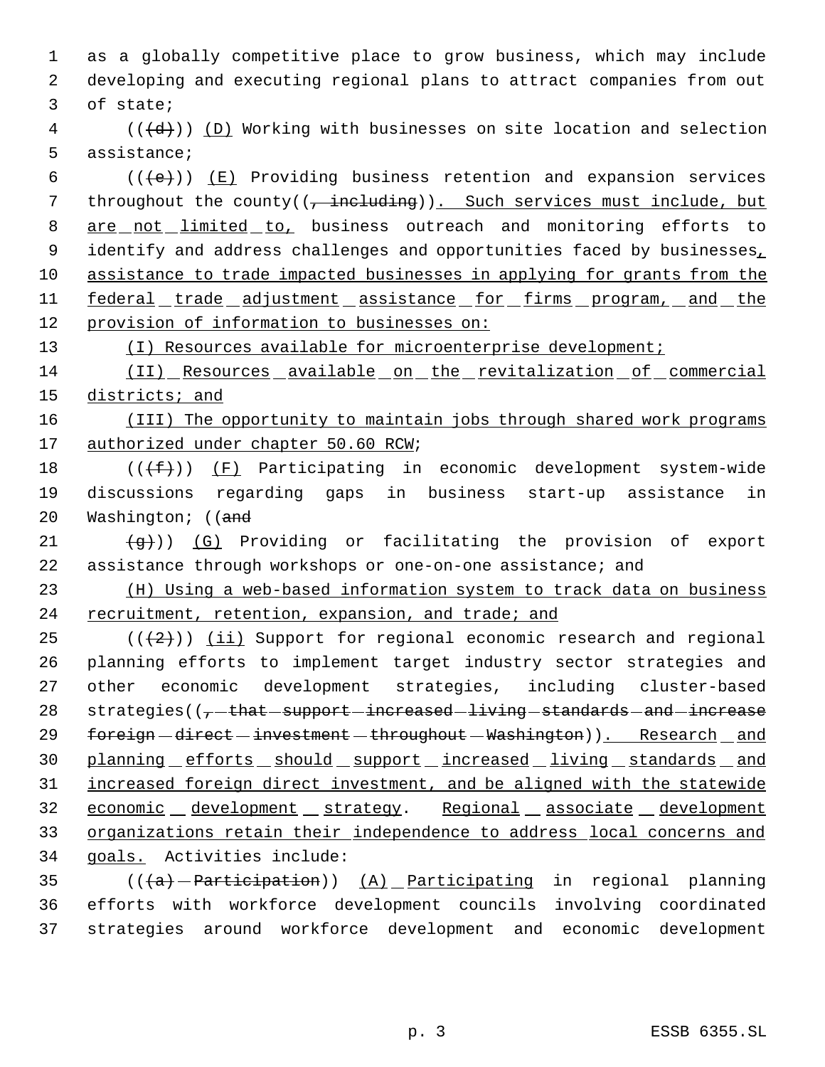as a globally competitive place to grow business, which may include developing and executing regional plans to attract companies from out of state;

(((d))) (D) Working with businesses on site location and selection assistance;

(((e))) (E) Providing business retention and expansion services throughout the county((, including)). Such services must include, but are not limited to, business outreach and monitoring efforts to identify and address challenges and opportunities faced by businesses, assistance to trade impacted businesses in applying for grants from the federal trade adjustment assistance for firms program, and the provision of information to businesses on:

(I) Resources available for microenterprise development;

(II) Resources available on the revitalization of commercial districts; and

(III) The opportunity to maintain jobs through shared work programs authorized under chapter 50.60 RCW;

(((f))) (F) Participating in economic development system-wide discussions regarding gaps in business start-up assistance in Washington; ((and

(g))) (G) Providing or facilitating the provision of export assistance through workshops or one-on-one assistance; and

(H) Using a web-based information system to track data on business recruitment, retention, expansion, and trade; and

(((2))) (ii) Support for regional economic research and regional planning efforts to implement target industry sector strategies and other economic development strategies, including cluster-based strategies((, that support increased living standards and increase foreign direct investment throughout Washington)). Research and planning efforts should support increased living standards and increased foreign direct investment, and be aligned with the statewide economic development strategy. Regional associate development organizations retain their independence to address local concerns and goals. Activities include:

(((a) Participation)) (A) Participating in regional planning efforts with workforce development councils involving coordinated strategies around workforce development and economic development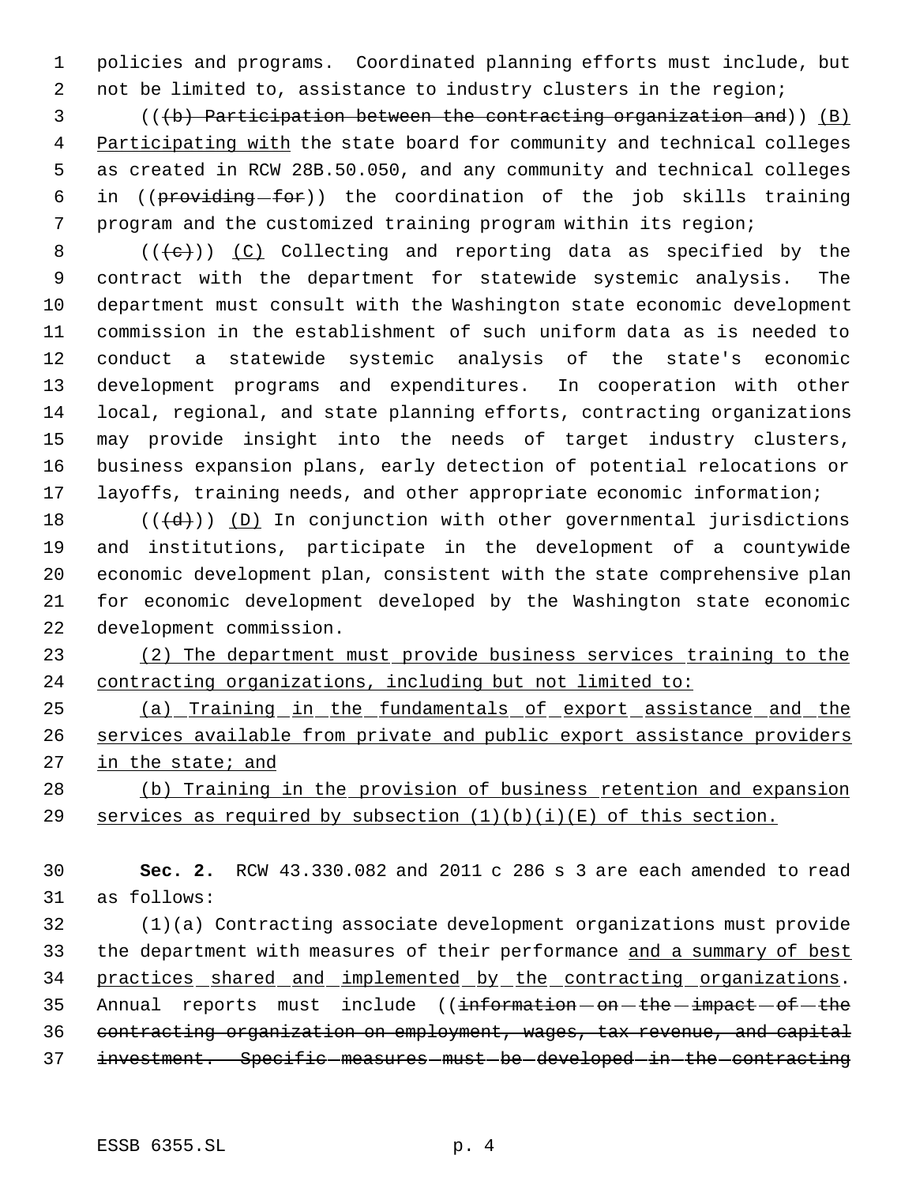policies and programs. Coordinated planning efforts must include, but not be limited to, assistance to industry clusters in the region;

((~~(b) Participation between the contracting organization and~~)) <u>(B) Participating with</u> the state board for community and technical colleges as created in RCW 28B.50.050, and any community and technical colleges in ((~~providing for~~)) the coordination of the job skills training program and the customized training program within its region;

((~~(c)~~)) <u>(C)</u> Collecting and reporting data as specified by the contract with the department for statewide systemic analysis. The department must consult with the Washington state economic development commission in the establishment of such uniform data as is needed to conduct a statewide systemic analysis of the state's economic development programs and expenditures. In cooperation with other local, regional, and state planning efforts, contracting organizations may provide insight into the needs of target industry clusters, business expansion plans, early detection of potential relocations or layoffs, training needs, and other appropriate economic information;

((~~(d)~~)) <u>(D)</u> In conjunction with other governmental jurisdictions and institutions, participate in the development of a countywide economic development plan, consistent with the state comprehensive plan for economic development developed by the Washington state economic development commission.

<u>(2) The department must provide business services training to the contracting organizations, including but not limited to:</u>

<u>(a) Training in the fundamentals of export assistance and the services available from private and public export assistance providers in the state; and</u>

<u>(b) Training in the provision of business retention and expansion services as required by subsection (1)(b)(i)(E) of this section.</u>

**Sec. 2.** RCW 43.330.082 and 2011 c 286 s 3 are each amended to read as follows:

(1)(a) Contracting associate development organizations must provide the department with measures of their performance <u>and a summary of best practices shared and implemented by the contracting organizations</u>. Annual reports must include ((~~information on the impact of the contracting organization on employment, wages, tax revenue, and capital investment. Specific measures must be developed in the contracting~~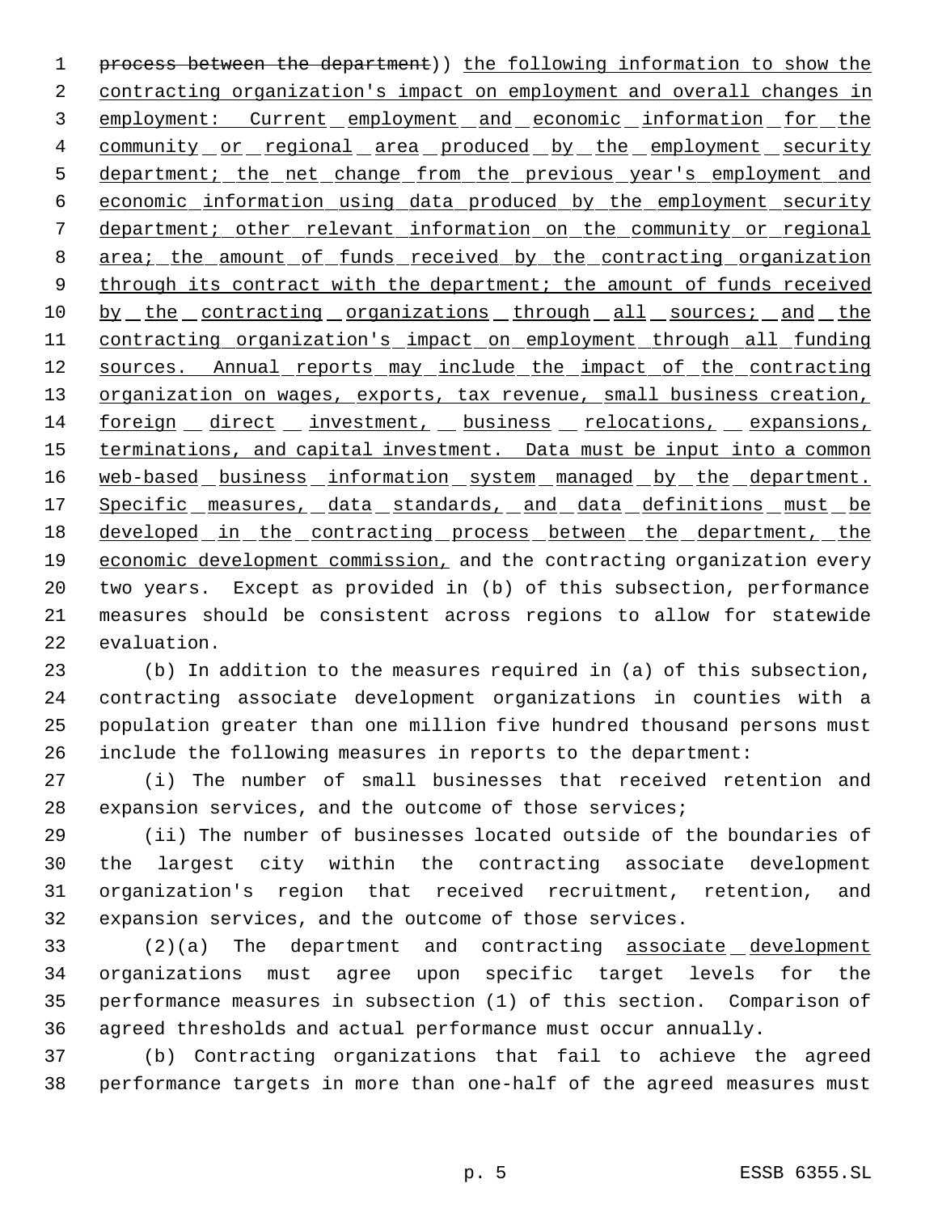process between the department)) the following information to show the contracting organization's impact on employment and overall changes in employment: Current employment and economic information for the community or regional area produced by the employment security department; the net change from the previous year's employment and economic information using data produced by the employment security department; other relevant information on the community or regional area; the amount of funds received by the contracting organization through its contract with the department; the amount of funds received by the contracting organizations through all sources; and the contracting organization's impact on employment through all funding sources. Annual reports may include the impact of the contracting organization on wages, exports, tax revenue, small business creation, foreign direct investment, business relocations, expansions, terminations, and capital investment. Data must be input into a common web-based business information system managed by the department. Specific measures, data standards, and data definitions must be developed in the contracting process between the department, the economic development commission, and the contracting organization every two years. Except as provided in (b) of this subsection, performance measures should be consistent across regions to allow for statewide evaluation.

(b) In addition to the measures required in (a) of this subsection, contracting associate development organizations in counties with a population greater than one million five hundred thousand persons must include the following measures in reports to the department:

(i) The number of small businesses that received retention and expansion services, and the outcome of those services;

(ii) The number of businesses located outside of the boundaries of the largest city within the contracting associate development organization's region that received recruitment, retention, and expansion services, and the outcome of those services.

(2)(a) The department and contracting associate development organizations must agree upon specific target levels for the performance measures in subsection (1) of this section. Comparison of agreed thresholds and actual performance must occur annually.

(b) Contracting organizations that fail to achieve the agreed performance targets in more than one-half of the agreed measures must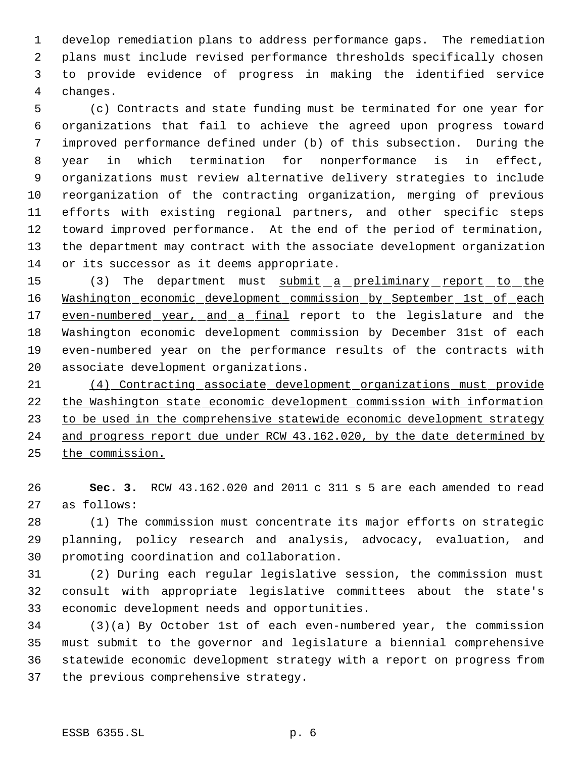develop remediation plans to address performance gaps. The remediation plans must include revised performance thresholds specifically chosen to provide evidence of progress in making the identified service changes.

(c) Contracts and state funding must be terminated for one year for organizations that fail to achieve the agreed upon progress toward improved performance defined under (b) of this subsection. During the year in which termination for nonperformance is in effect, organizations must review alternative delivery strategies to include reorganization of the contracting organization, merging of previous efforts with existing regional partners, and other specific steps toward improved performance. At the end of the period of termination, the department may contract with the associate development organization or its successor as it deems appropriate.

(3) The department must <u>submit a preliminary report to the Washington economic development commission by September 1st of each even-numbered year, and a final</u> report to the legislature and the Washington economic development commission by December 31st of each even-numbered year on the performance results of the contracts with associate development organizations.

<u>(4) Contracting associate development organizations must provide the Washington state economic development commission with information to be used in the comprehensive statewide economic development strategy and progress report due under RCW 43.162.020, by the date determined by the commission.</u>

**Sec. 3.** RCW 43.162.020 and 2011 c 311 s 5 are each amended to read as follows:

(1) The commission must concentrate its major efforts on strategic planning, policy research and analysis, advocacy, evaluation, and promoting coordination and collaboration.

(2) During each regular legislative session, the commission must consult with appropriate legislative committees about the state's economic development needs and opportunities.

(3)(a) By October 1st of each even-numbered year, the commission must submit to the governor and legislature a biennial comprehensive statewide economic development strategy with a report on progress from the previous comprehensive strategy.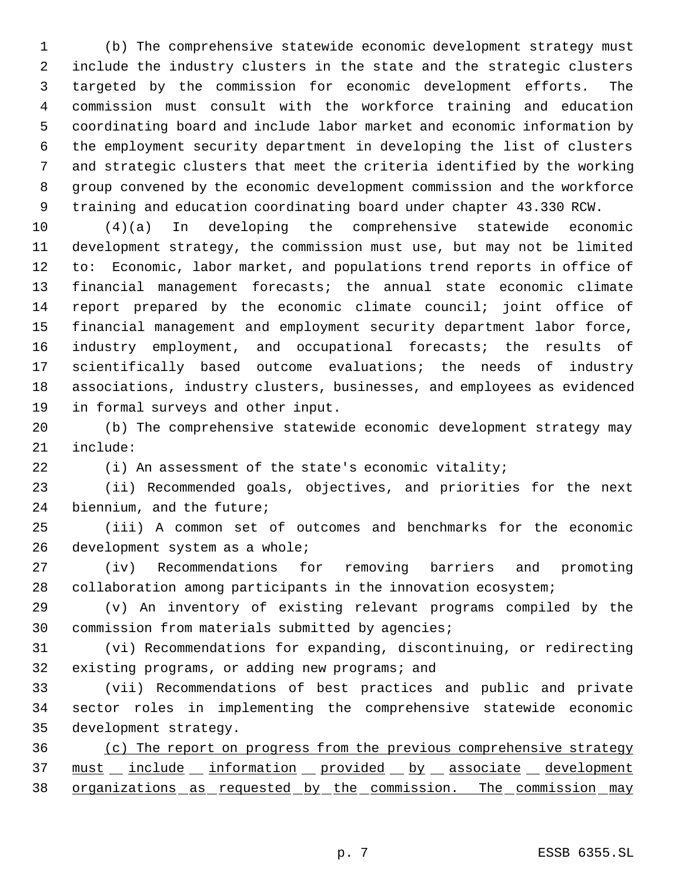(b) The comprehensive statewide economic development strategy must include the industry clusters in the state and the strategic clusters targeted by the commission for economic development efforts. The commission must consult with the workforce training and education coordinating board and include labor market and economic information by the employment security department in developing the list of clusters and strategic clusters that meet the criteria identified by the working group convened by the economic development commission and the workforce training and education coordinating board under chapter 43.330 RCW.

(4)(a) In developing the comprehensive statewide economic development strategy, the commission must use, but may not be limited to: Economic, labor market, and populations trend reports in office of financial management forecasts; the annual state economic climate report prepared by the economic climate council; joint office of financial management and employment security department labor force, industry employment, and occupational forecasts; the results of scientifically based outcome evaluations; the needs of industry associations, industry clusters, businesses, and employees as evidenced in formal surveys and other input.

(b) The comprehensive statewide economic development strategy may include:

(i) An assessment of the state's economic vitality;

(ii) Recommended goals, objectives, and priorities for the next biennium, and the future;

(iii) A common set of outcomes and benchmarks for the economic development system as a whole;

(iv) Recommendations for removing barriers and promoting collaboration among participants in the innovation ecosystem;

(v) An inventory of existing relevant programs compiled by the commission from materials submitted by agencies;

(vi) Recommendations for expanding, discontinuing, or redirecting existing programs, or adding new programs; and

(vii) Recommendations of best practices and public and private sector roles in implementing the comprehensive statewide economic development strategy.

<u>(c) The report on progress from the previous comprehensive strategy must include information provided by associate development organizations as requested by the commission. The commission may</u>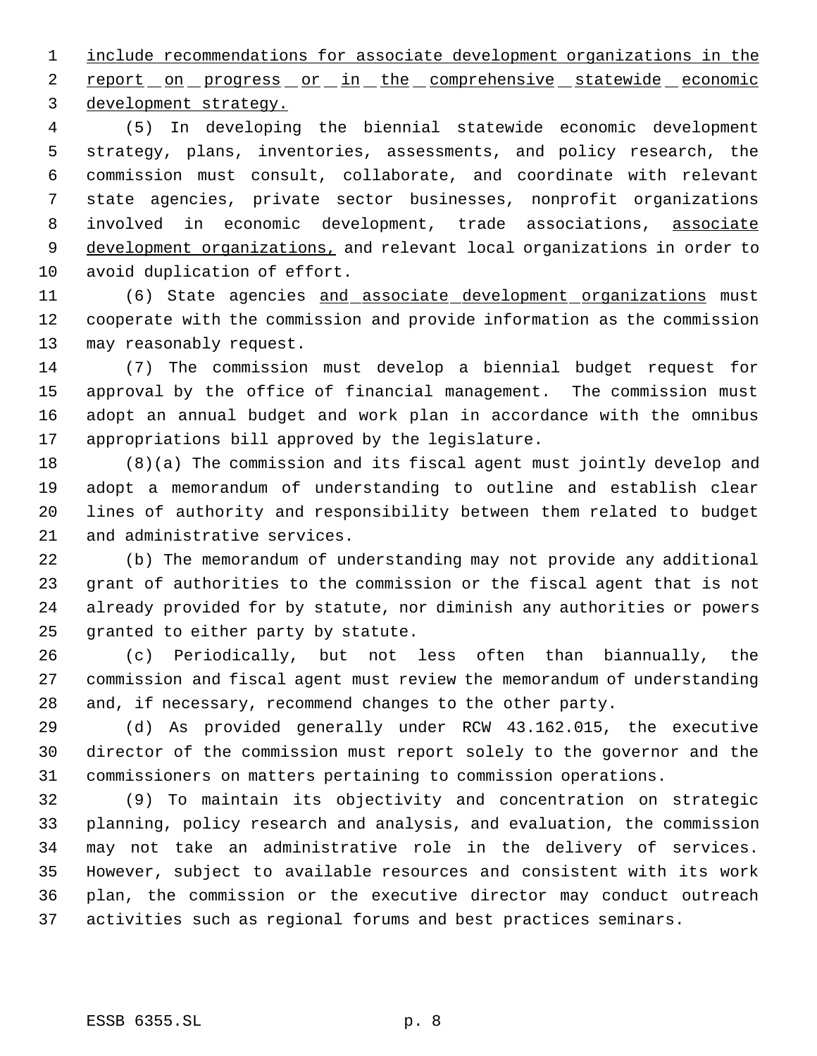include recommendations for associate development organizations in the report on progress or in the comprehensive statewide economic development strategy.

(5) In developing the biennial statewide economic development strategy, plans, inventories, assessments, and policy research, the commission must consult, collaborate, and coordinate with relevant state agencies, private sector businesses, nonprofit organizations involved in economic development, trade associations, associate development organizations, and relevant local organizations in order to avoid duplication of effort.

(6) State agencies and associate development organizations must cooperate with the commission and provide information as the commission may reasonably request.

(7) The commission must develop a biennial budget request for approval by the office of financial management. The commission must adopt an annual budget and work plan in accordance with the omnibus appropriations bill approved by the legislature.

(8)(a) The commission and its fiscal agent must jointly develop and adopt a memorandum of understanding to outline and establish clear lines of authority and responsibility between them related to budget and administrative services.

(b) The memorandum of understanding may not provide any additional grant of authorities to the commission or the fiscal agent that is not already provided for by statute, nor diminish any authorities or powers granted to either party by statute.

(c) Periodically, but not less often than biannually, the commission and fiscal agent must review the memorandum of understanding and, if necessary, recommend changes to the other party.

(d) As provided generally under RCW 43.162.015, the executive director of the commission must report solely to the governor and the commissioners on matters pertaining to commission operations.

(9) To maintain its objectivity and concentration on strategic planning, policy research and analysis, and evaluation, the commission may not take an administrative role in the delivery of services. However, subject to available resources and consistent with its work plan, the commission or the executive director may conduct outreach activities such as regional forums and best practices seminars.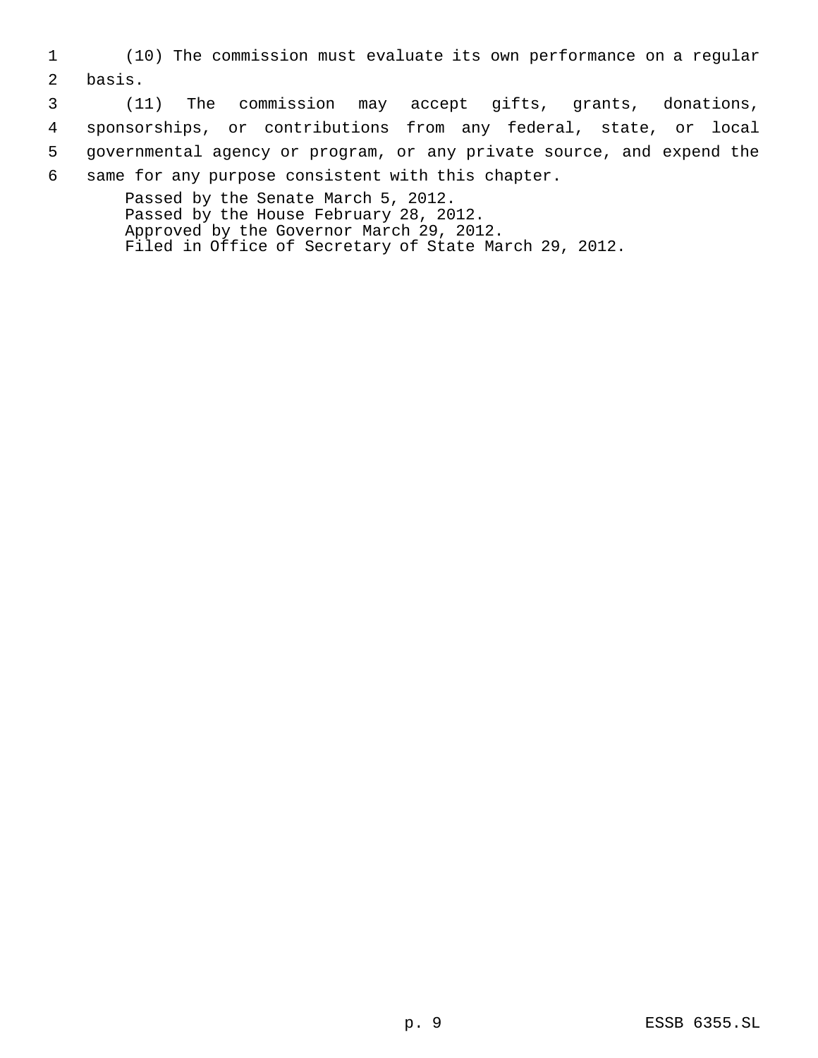(10) The commission must evaluate its own performance on a regular basis.

(11) The commission may accept gifts, grants, donations, sponsorships, or contributions from any federal, state, or local governmental agency or program, or any private source, and expend the same for any purpose consistent with this chapter.

Passed by the Senate March 5, 2012.
Passed by the House February 28, 2012.
Approved by the Governor March 29, 2012.
Filed in Office of Secretary of State March 29, 2012.